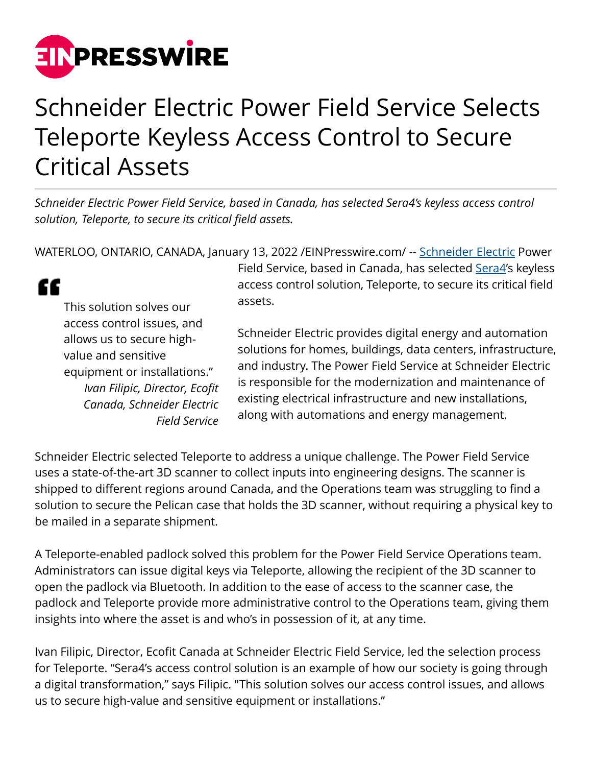# Schneider Electric Power Field Service Selects Teleporte Keyless Access Control to Secure Critical Assets

*Schneider Electric Power Field Service, based in Canada, has selected Sera4's keyless access control solution, Teleporte, to secure its critical field assets.*

WATERLOO, ONTARIO, CANADA, January 13, 2022 /EINPresswire.com/ -- Schneider Electric Power Field Service, based in Canada, has selected Sera4's keyless access control solution, Teleporte, to secure its critical field assets.

> This solution solves our access control issues, and allows us to secure high-value and sensitive equipment or installations."
>
> *Ivan Filipic, Director, Ecofit Canada, Schneider Electric Field Service*

Schneider Electric provides digital energy and automation solutions for homes, buildings, data centers, infrastructure, and industry. The Power Field Service at Schneider Electric is responsible for the modernization and maintenance of existing electrical infrastructure and new installations, along with automations and energy management.

Schneider Electric selected Teleporte to address a unique challenge. The Power Field Service uses a state-of-the-art 3D scanner to collect inputs into engineering designs. The scanner is shipped to different regions around Canada, and the Operations team was struggling to find a solution to secure the Pelican case that holds the 3D scanner, without requiring a physical key to be mailed in a separate shipment.

A Teleporte-enabled padlock solved this problem for the Power Field Service Operations team. Administrators can issue digital keys via Teleporte, allowing the recipient of the 3D scanner to open the padlock via Bluetooth. In addition to the ease of access to the scanner case, the padlock and Teleporte provide more administrative control to the Operations team, giving them insights into where the asset is and who's in possession of it, at any time.

Ivan Filipic, Director, Ecofit Canada at Schneider Electric Field Service, led the selection process for Teleporte. "Sera4's access control solution is an example of how our society is going through a digital transformation," says Filipic. "This solution solves our access control issues, and allows us to secure high-value and sensitive equipment or installations."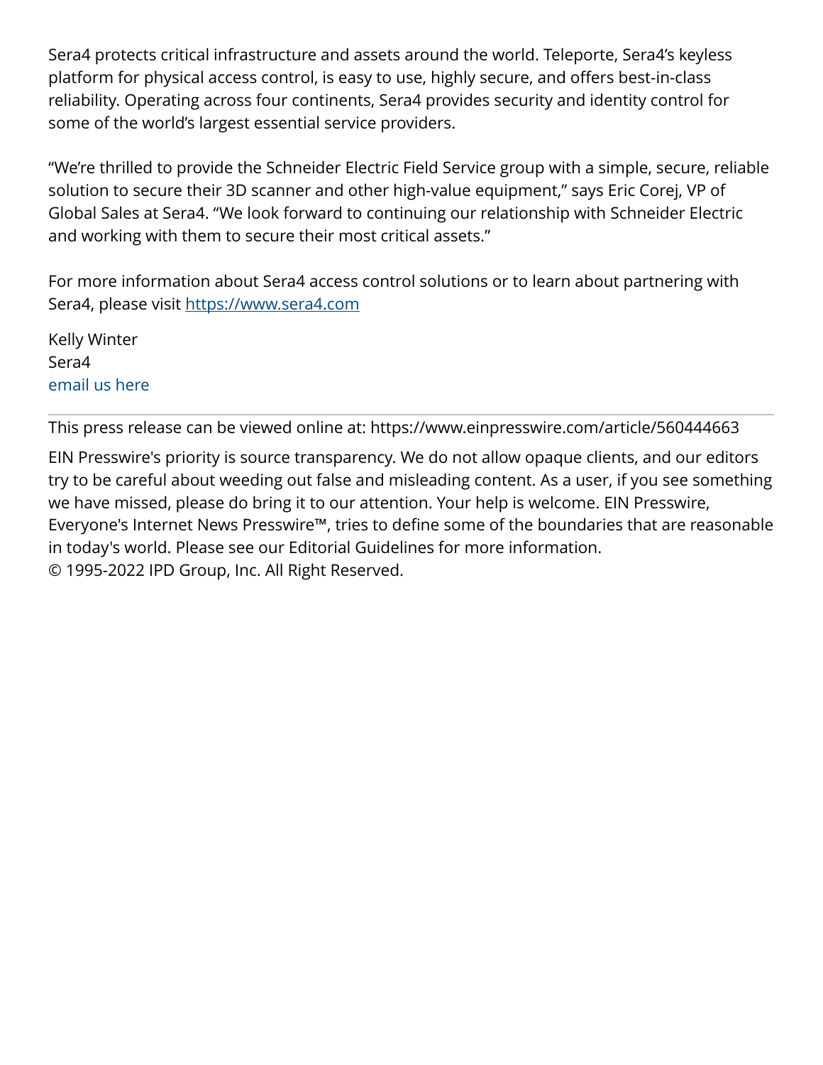Sera4 protects critical infrastructure and assets around the world. Teleporte, Sera4's keyless platform for physical access control, is easy to use, highly secure, and offers best-in-class reliability. Operating across four continents, Sera4 provides security and identity control for some of the world's largest essential service providers.

"We're thrilled to provide the Schneider Electric Field Service group with a simple, secure, reliable solution to secure their 3D scanner and other high-value equipment," says Eric Corej, VP of Global Sales at Sera4. "We look forward to continuing our relationship with Schneider Electric and working with them to secure their most critical assets."

For more information about Sera4 access control solutions or to learn about partnering with Sera4, please visit [https://www.sera4.com](https://www.sera4.com)

Kelly Winter
Sera4
email us here

---

This press release can be viewed online at: https://www.einpresswire.com/article/560444663

EIN Presswire's priority is source transparency. We do not allow opaque clients, and our editors try to be careful about weeding out false and misleading content. As a user, if you see something we have missed, please do bring it to our attention. Your help is welcome. EIN Presswire, Everyone's Internet News Presswire™, tries to define some of the boundaries that are reasonable in today's world. Please see our Editorial Guidelines for more information.
© 1995-2022 IPD Group, Inc. All Right Reserved.